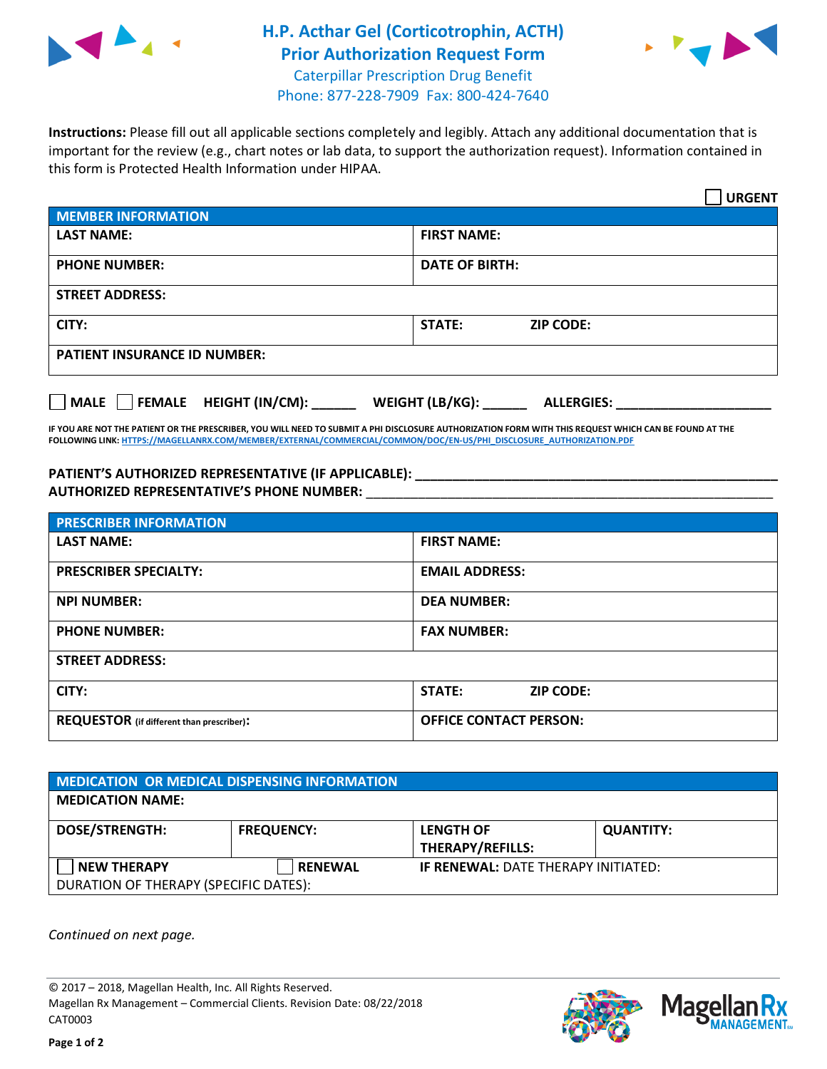# H.P. Acthar Gel (Corticotrophin, ACTH)
## Prior Authorization Request Form

Caterpillar Prescription Drug Benefit
Phone: 877-228-7909 Fax: 800-424-7640

**Instructions:** Please fill out all applicable sections completely and legibly. Attach any additional documentation that is important for the review (e.g., chart notes or lab data, to support the authorization request). Information contained in this form is Protected Health Information under HIPAA.

☐ **URGENT**

| **MEMBER INFORMATION** | |
|---|---|
| **LAST NAME:** | **FIRST NAME:** |
| **PHONE NUMBER:** | **DATE OF BIRTH:** |
| **STREET ADDRESS:** | |
| **CITY:** | **STATE:** **ZIP CODE:** |
| **PATIENT INSURANCE ID NUMBER:** | |

☐ **MALE** ☐ **FEMALE** **HEIGHT (IN/CM):** ______ **WEIGHT (LB/KG):** ______ **ALLERGIES:** ____________________

**IF YOU ARE NOT THE PATIENT OR THE PRESCRIBER, YOU WILL NEED TO SUBMIT A PHI DISCLOSURE AUTHORIZATION FORM WITH THIS REQUEST WHICH CAN BE FOUND AT THE FOLLOWING LINK: HTTPS://MAGELLANRX.COM/MEMBER/EXTERNAL/COMMERCIAL/COMMON/DOC/EN-US/PHI_DISCLOSURE_AUTHORIZATION.PDF**

**PATIENT'S AUTHORIZED REPRESENTATIVE (IF APPLICABLE):** ____________________________________________
**AUTHORIZED REPRESENTATIVE'S PHONE NUMBER:** ____________________________________________

| **PRESCRIBER INFORMATION** | |
|---|---|
| **LAST NAME:** | **FIRST NAME:** |
| **PRESCRIBER SPECIALTY:** | **EMAIL ADDRESS:** |
| **NPI NUMBER:** | **DEA NUMBER:** |
| **PHONE NUMBER:** | **FAX NUMBER:** |
| **STREET ADDRESS:** | |
| **CITY:** | **STATE:** **ZIP CODE:** |
| **REQUESTOR** (if different than prescriber)**:** | **OFFICE CONTACT PERSON:** |

| **MEDICATION OR MEDICAL DISPENSING INFORMATION** | | | |
|---|---|---|---|
| **MEDICATION NAME:** | | | |
| **DOSE/STRENGTH:** | **FREQUENCY:** | **LENGTH OF THERAPY/REFILLS:** | **QUANTITY:** |
| ☐ **NEW THERAPY** | ☐ **RENEWAL** | **IF RENEWAL:** DATE THERAPY INITIATED: | |
| DURATION OF THERAPY (SPECIFIC DATES): | | | |

*Continued on next page.*

© 2017 – 2018, Magellan Health, Inc. All Rights Reserved.
Magellan Rx Management – Commercial Clients. Revision Date: 08/22/2018
CAT0003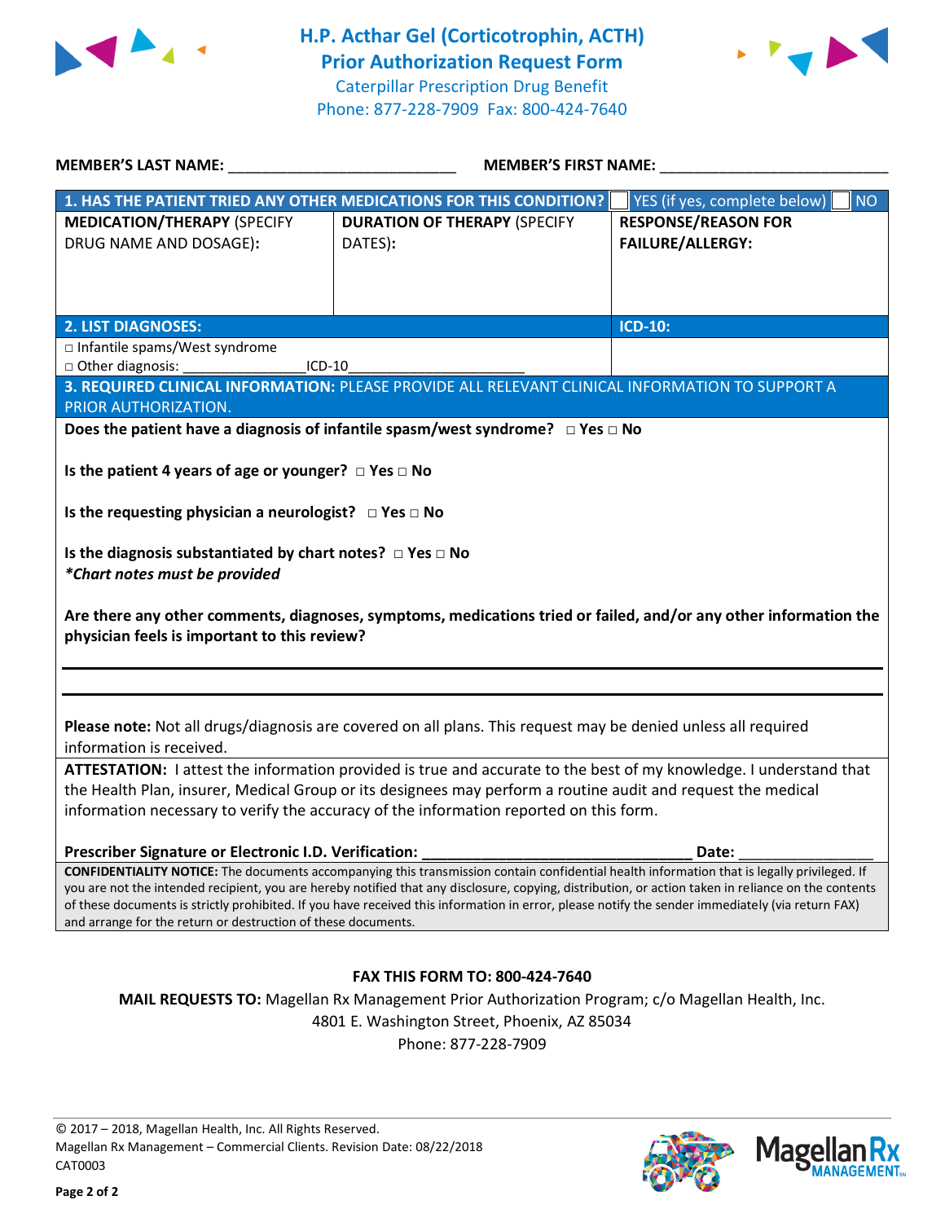# H.P. Acthar Gel (Corticotrophin, ACTH)
## Prior Authorization Request Form

Caterpillar Prescription Drug Benefit
Phone: 877-228-7909 Fax: 800-424-7640

**MEMBER'S LAST NAME:** ___________________________ **MEMBER'S FIRST NAME:** ___________________________

| **1. HAS THE PATIENT TRIED ANY OTHER MEDICATIONS FOR THIS CONDITION?** | | ☐ YES (if yes, complete below) ☐ NO |
|---|---|---|
| **MEDICATION/THERAPY** (SPECIFY DRUG NAME AND DOSAGE)**:** | **DURATION OF THERAPY** (SPECIFY DATES)**:** | **RESPONSE/REASON FOR FAILURE/ALLERGY:** |
| | | |

| **2. LIST DIAGNOSES:** | **ICD-10:** |
|---|---|
| □ Infantile spams/West syndrome<br>□ Other diagnosis: _______________ICD-10_____________________ | |

**3. REQUIRED CLINICAL INFORMATION:** PLEASE PROVIDE ALL RELEVANT CLINICAL INFORMATION TO SUPPORT A PRIOR AUTHORIZATION.

**Does the patient have a diagnosis of infantile spasm/west syndrome?** □ **Yes** □ **No**

**Is the patient 4 years of age or younger?** □ **Yes** □ **No**

**Is the requesting physician a neurologist?** □ **Yes** □ **No**

**Is the diagnosis substantiated by chart notes?** □ **Yes** □ **No**
***Chart notes must be provided***

**Are there any other comments, diagnoses, symptoms, medications tried or failed, and/or any other information the physician feels is important to this review?**

_______________________________________________________________

_______________________________________________________________

**Please note:** Not all drugs/diagnosis are covered on all plans. This request may be denied unless all required information is received.

**ATTESTATION:** I attest the information provided is true and accurate to the best of my knowledge. I understand that the Health Plan, insurer, Medical Group or its designees may perform a routine audit and request the medical information necessary to verify the accuracy of the information reported on this form.

**Prescriber Signature or Electronic I.D. Verification:** _________________________________ **Date:** ________________

**CONFIDENTIALITY NOTICE:** The documents accompanying this transmission contain confidential health information that is legally privileged. If you are not the intended recipient, you are hereby notified that any disclosure, copying, distribution, or action taken in reliance on the contents of these documents is strictly prohibited. If you have received this information in error, please notify the sender immediately (via return FAX) and arrange for the return or destruction of these documents.

**FAX THIS FORM TO: 800-424-7640**

**MAIL REQUESTS TO:** Magellan Rx Management Prior Authorization Program; c/o Magellan Health, Inc.
4801 E. Washington Street, Phoenix, AZ 85034
Phone: 877-228-7909

© 2017 – 2018, Magellan Health, Inc. All Rights Reserved.
Magellan Rx Management – Commercial Clients. Revision Date: 08/22/2018
CAT0003